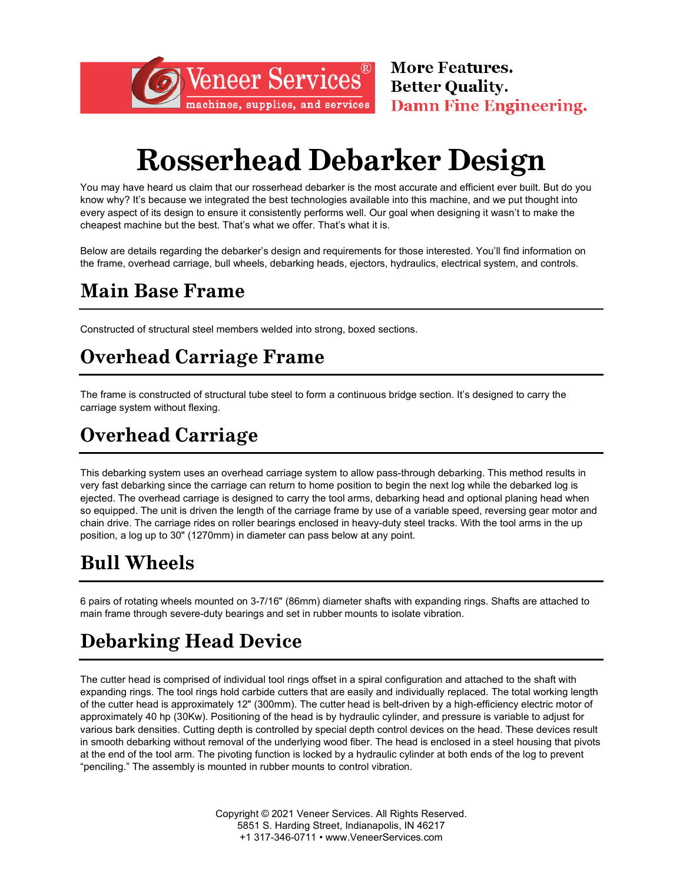Veneer Services®

machines, supplies, and services

More Features.
Better Quality.
Damn Fine Engineering.

# Rosserhead Debarker Design

You may have heard us claim that our rosserhead debarker is the most accurate and efficient ever built. But do you know why? It's because we integrated the best technologies available into this machine, and we put thought into every aspect of its design to ensure it consistently performs well. Our goal when designing it wasn't to make the cheapest machine but the best. That's what we offer. That's what it is.

Below are details regarding the debarker's design and requirements for those interested. You'll find information on the frame, overhead carriage, bull wheels, debarking heads, ejectors, hydraulics, electrical system, and controls.

## Main Base Frame

Constructed of structural steel members welded into strong, boxed sections.

## Overhead Carriage Frame

The frame is constructed of structural tube steel to form a continuous bridge section. It's designed to carry the carriage system without flexing.

## Overhead Carriage

This debarking system uses an overhead carriage system to allow pass-through debarking. This method results in very fast debarking since the carriage can return to home position to begin the next log while the debarked log is ejected. The overhead carriage is designed to carry the tool arms, debarking head and optional planing head when so equipped. The unit is driven the length of the carriage frame by use of a variable speed, reversing gear motor and chain drive. The carriage rides on roller bearings enclosed in heavy-duty steel tracks. With the tool arms in the up position, a log up to 30" (1270mm) in diameter can pass below at any point.

## Bull Wheels

6 pairs of rotating wheels mounted on 3-7/16" (86mm) diameter shafts with expanding rings. Shafts are attached to main frame through severe-duty bearings and set in rubber mounts to isolate vibration.

## Debarking Head Device

The cutter head is comprised of individual tool rings offset in a spiral configuration and attached to the shaft with expanding rings. The tool rings hold carbide cutters that are easily and individually replaced. The total working length of the cutter head is approximately 12" (300mm). The cutter head is belt-driven by a high-efficiency electric motor of approximately 40 hp (30Kw). Positioning of the head is by hydraulic cylinder, and pressure is variable to adjust for various bark densities. Cutting depth is controlled by special depth control devices on the head. These devices result in smooth debarking without removal of the underlying wood fiber. The head is enclosed in a steel housing that pivots at the end of the tool arm. The pivoting function is locked by a hydraulic cylinder at both ends of the log to prevent "penciling." The assembly is mounted in rubber mounts to control vibration.

Copyright © 2021 Veneer Services. All Rights Reserved.
5851 S. Harding Street, Indianapolis, IN 46217
+1 317-346-0711 • www.VeneerServices.com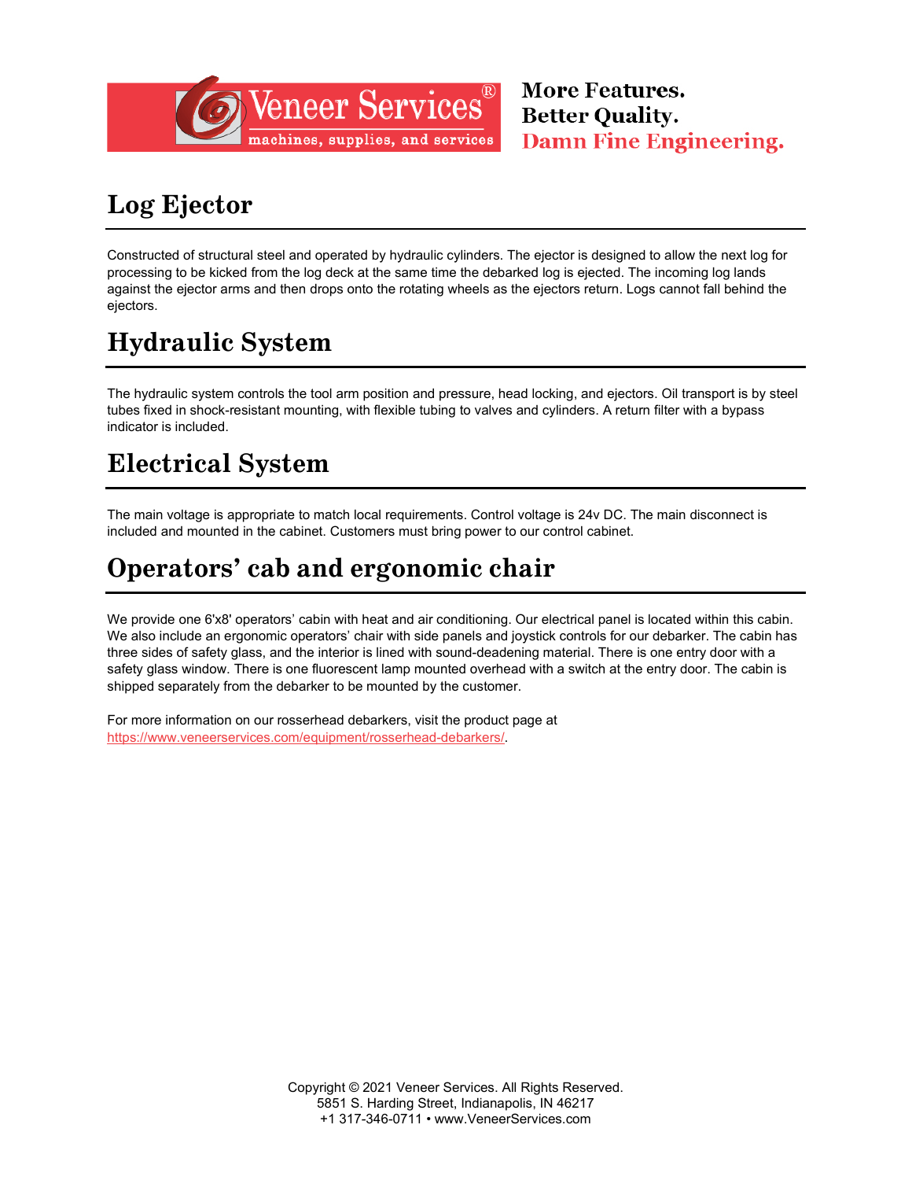More Features.
Better Quality.
Damn Fine Engineering.

## Log Ejector

Constructed of structural steel and operated by hydraulic cylinders. The ejector is designed to allow the next log for processing to be kicked from the log deck at the same time the debarked log is ejected. The incoming log lands against the ejector arms and then drops onto the rotating wheels as the ejectors return. Logs cannot fall behind the ejectors.

## Hydraulic System

The hydraulic system controls the tool arm position and pressure, head locking, and ejectors. Oil transport is by steel tubes fixed in shock-resistant mounting, with flexible tubing to valves and cylinders. A return filter with a bypass indicator is included.

## Electrical System

The main voltage is appropriate to match local requirements. Control voltage is 24v DC. The main disconnect is included and mounted in the cabinet. Customers must bring power to our control cabinet.

## Operators’ cab and ergonomic chair

We provide one 6'x8' operators’ cabin with heat and air conditioning. Our electrical panel is located within this cabin. We also include an ergonomic operators’ chair with side panels and joystick controls for our debarker. The cabin has three sides of safety glass, and the interior is lined with sound-deadening material. There is one entry door with a safety glass window. There is one fluorescent lamp mounted overhead with a switch at the entry door. The cabin is shipped separately from the debarker to be mounted by the customer.

For more information on our rosserhead debarkers, visit the product page at https://www.veneerservices.com/equipment/rosserhead-debarkers/.

Copyright © 2021 Veneer Services. All Rights Reserved.
5851 S. Harding Street, Indianapolis, IN 46217
+1 317-346-0711 • www.VeneerServices.com